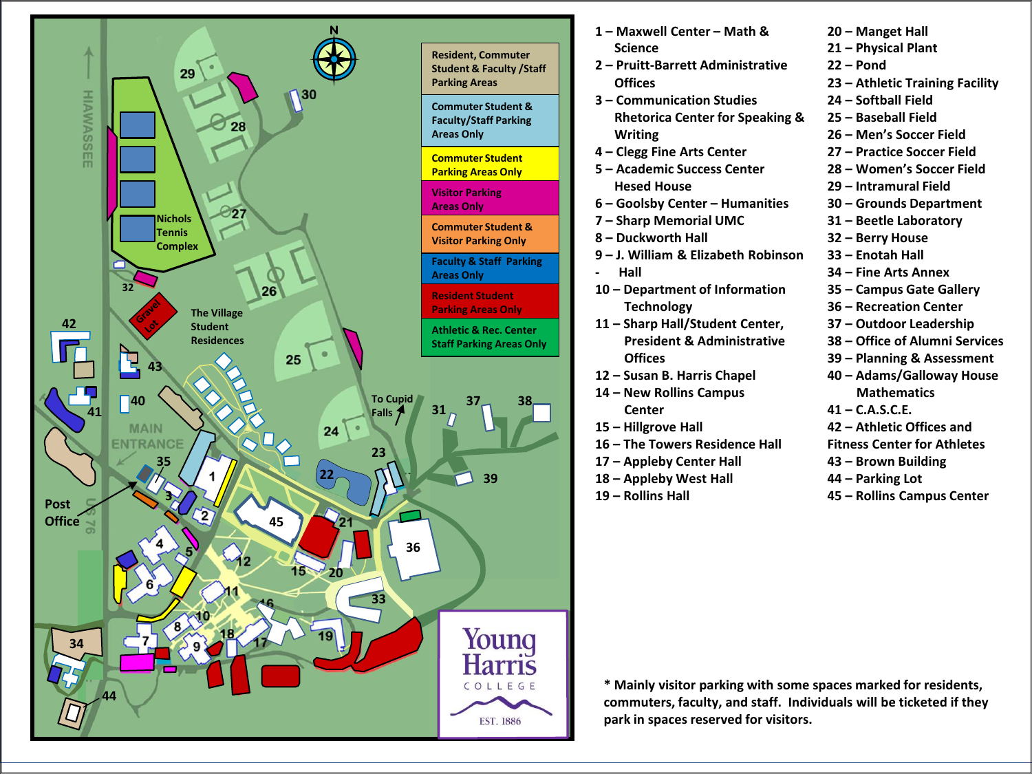## Parking Legend

- Resident, Commuter Student & Faculty /Staff Parking Areas
- Commuter Student & Faculty/Staff Parking Areas Only
- Commuter Student Parking Areas Only
- Visitor Parking Areas Only
- Commuter Student & Visitor Parking Only
- Faculty & Staff Parking Areas Only
- Resident Student Parking Areas Only
- Athletic & Rec. Center Staff Parking Areas Only

HIAWASSEE | MAIN ENTRANCE | US 76 | Post Office | Nichols Tennis Complex | The Village Student Residences | Gravel Lot | To Cupid Falls | N

**Young Harris** COLLEGE EST. 1886

## Campus Buildings

1 – Maxwell Center – Math & Science
2 – Pruitt-Barrett Administrative Offices
3 – Communication Studies Rhetorica Center for Speaking & Writing
4 – Clegg Fine Arts Center
5 – Academic Success Center Hesed House
6 – Goolsby Center – Humanities
7 – Sharp Memorial UMC
8 – Duckworth Hall
9 – J. William & Elizabeth Robinson Hall
10 – Department of Information Technology
11 – Sharp Hall/Student Center, President & Administrative Offices
12 – Susan B. Harris Chapel
14 – New Rollins Campus Center
15 – Hillgrove Hall
16 – The Towers Residence Hall
17 – Appleby Center Hall
18 – Appleby West Hall
19 – Rollins Hall
20 – Manget Hall
21 – Physical Plant
22 – Pond
23 – Athletic Training Facility
24 – Softball Field
25 – Baseball Field
26 – Men's Soccer Field
27 – Practice Soccer Field
28 – Women's Soccer Field
29 – Intramural Field
30 – Grounds Department
31 – Beetle Laboratory
32 – Berry House
33 – Enotah Hall
34 – Fine Arts Annex
35 – Campus Gate Gallery
36 – Recreation Center
37 – Outdoor Leadership
38 – Office of Alumni Services
39 – Planning & Assessment
40 – Adams/Galloway House Mathematics
41 – C.A.S.C.E.
42 – Athletic Offices and Fitness Center for Athletes
43 – Brown Building
44 – Parking Lot
45 – Rollins Campus Center

\* Mainly visitor parking with some spaces marked for residents, commuters, faculty, and staff. Individuals will be ticketed if they park in spaces reserved for visitors.